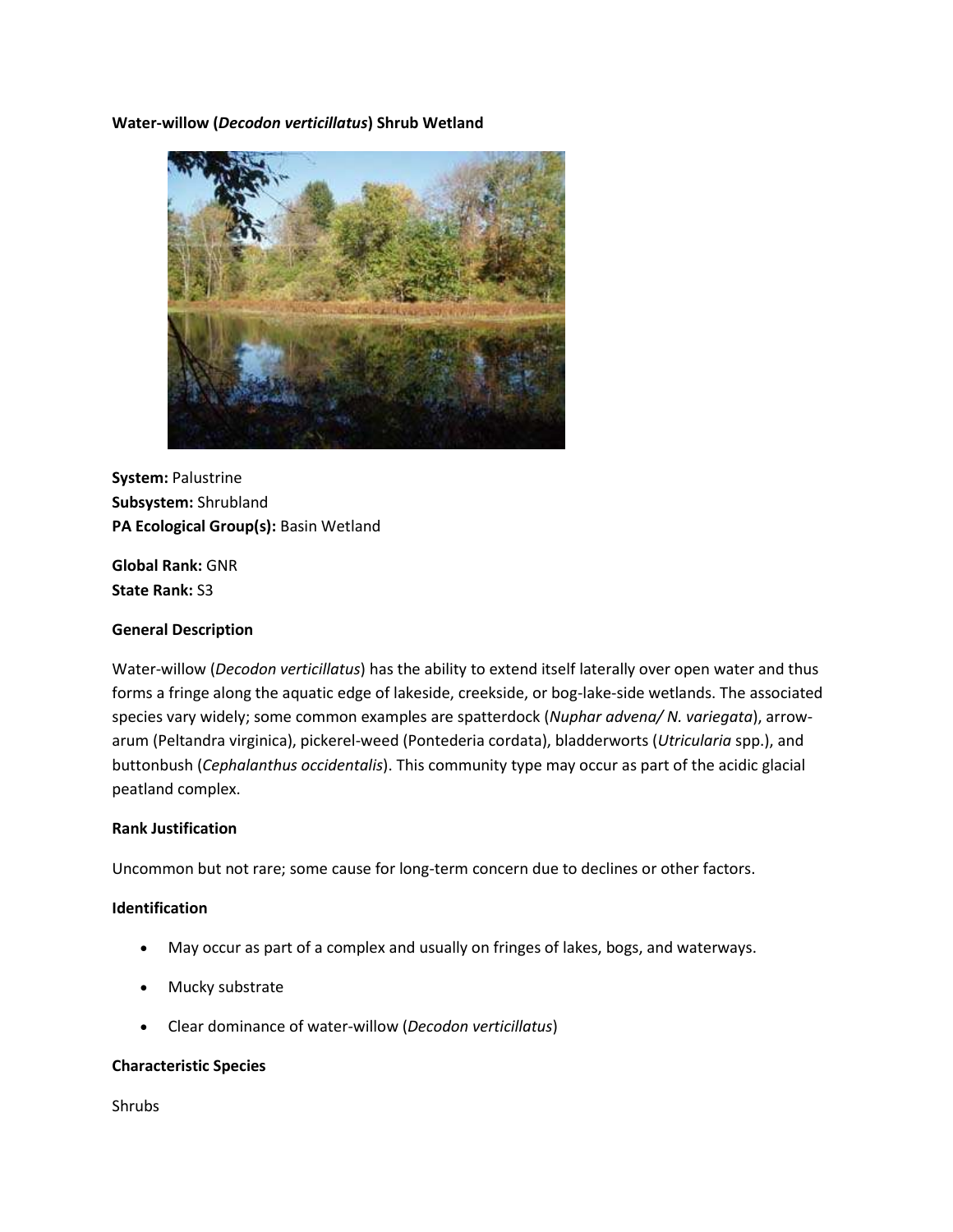**Water-willow (*Decodon verticillatus*) Shrub Wetland**

**System:** Palustrine
**Subsystem:** Shrubland
**PA Ecological Group(s):** Basin Wetland

**Global Rank:** GNR
**State Rank:** S3

**General Description**

Water-willow (*Decodon verticillatus*) has the ability to extend itself laterally over open water and thus forms a fringe along the aquatic edge of lakeside, creekside, or bog-lake-side wetlands. The associated species vary widely; some common examples are spatterdock (*Nuphar advena/ N. variegata*), arrow-arum (Peltandra virginica), pickerel-weed (Pontederia cordata), bladderworts (*Utricularia* spp.), and buttonbush (*Cephalanthus occidentalis*). This community type may occur as part of the acidic glacial peatland complex.

**Rank Justification**

Uncommon but not rare; some cause for long-term concern due to declines or other factors.

**Identification**

- May occur as part of a complex and usually on fringes of lakes, bogs, and waterways.
- Mucky substrate
- Clear dominance of water-willow (*Decodon verticillatus*)

**Characteristic Species**

Shrubs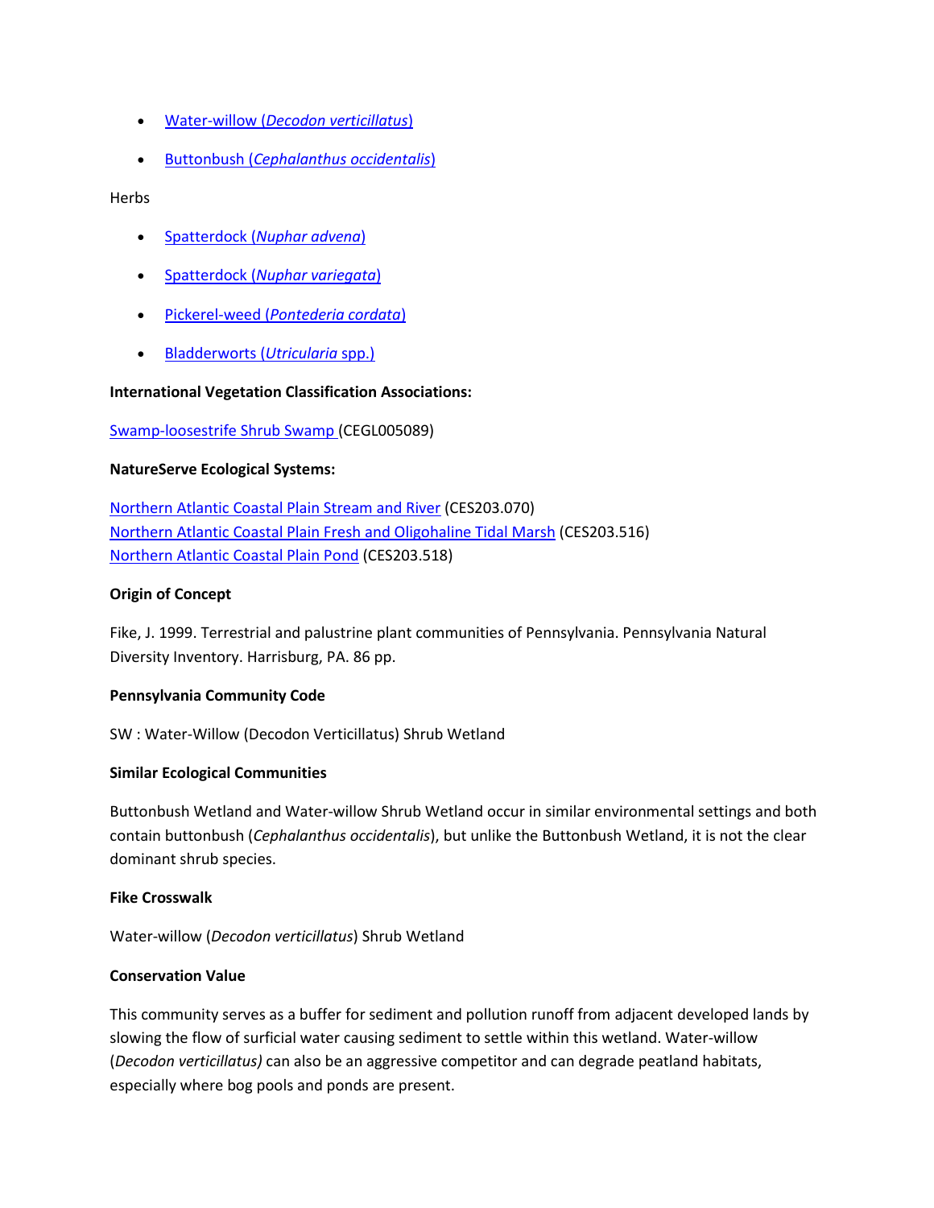- [Water-willow (*Decodon verticillatus*)]()
- [Buttonbush (*Cephalanthus occidentalis*)]()

Herbs

- [Spatterdock (*Nuphar advena*)]()
- [Spatterdock (*Nuphar variegata*)]()
- [Pickerel-weed (*Pontederia cordata*)]()
- [Bladderworts (*Utricularia* spp.)]()

**International Vegetation Classification Associations:**

[Swamp-loosestrife Shrub Swamp ]() (CEGL005089)

**NatureServe Ecological Systems:**

[Northern Atlantic Coastal Plain Stream and River]() (CES203.070)
[Northern Atlantic Coastal Plain Fresh and Oligohaline Tidal Marsh]() (CES203.516)
[Northern Atlantic Coastal Plain Pond]() (CES203.518)

**Origin of Concept**

Fike, J. 1999. Terrestrial and palustrine plant communities of Pennsylvania. Pennsylvania Natural Diversity Inventory. Harrisburg, PA. 86 pp.

**Pennsylvania Community Code**

SW : Water-Willow (Decodon Verticillatus) Shrub Wetland

**Similar Ecological Communities**

Buttonbush Wetland and Water-willow Shrub Wetland occur in similar environmental settings and both contain buttonbush (*Cephalanthus occidentalis*), but unlike the Buttonbush Wetland, it is not the clear dominant shrub species.

**Fike Crosswalk**

Water-willow (*Decodon verticillatus*) Shrub Wetland

**Conservation Value**

This community serves as a buffer for sediment and pollution runoff from adjacent developed lands by slowing the flow of surficial water causing sediment to settle within this wetland. Water-willow (*Decodon verticillatus)* can also be an aggressive competitor and can degrade peatland habitats, especially where bog pools and ponds are present.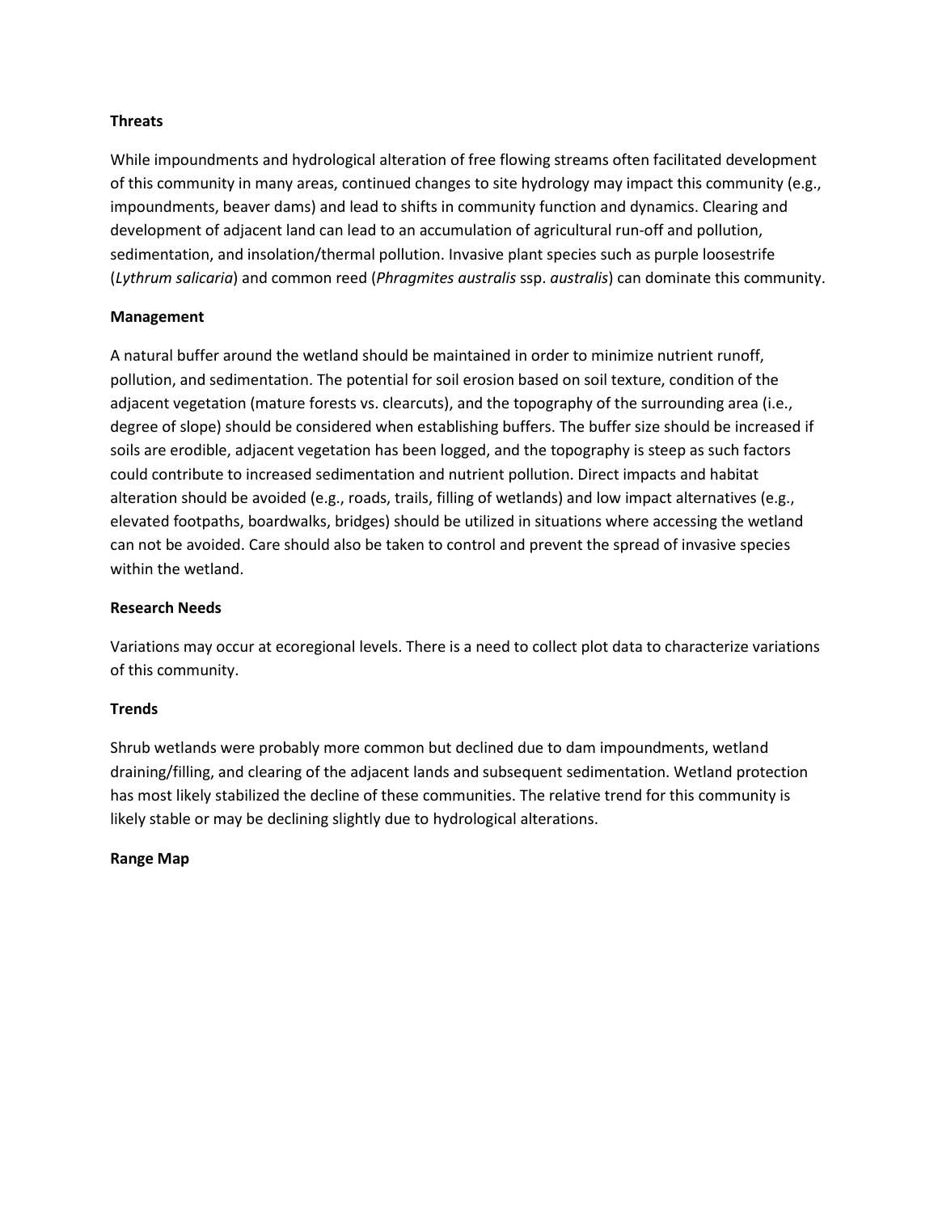**Threats**

While impoundments and hydrological alteration of free flowing streams often facilitated development of this community in many areas, continued changes to site hydrology may impact this community (e.g., impoundments, beaver dams) and lead to shifts in community function and dynamics. Clearing and development of adjacent land can lead to an accumulation of agricultural run-off and pollution, sedimentation, and insolation/thermal pollution. Invasive plant species such as purple loosestrife (*Lythrum salicaria*) and common reed (*Phragmites australis* ssp. *australis*) can dominate this community.

**Management**

A natural buffer around the wetland should be maintained in order to minimize nutrient runoff, pollution, and sedimentation. The potential for soil erosion based on soil texture, condition of the adjacent vegetation (mature forests vs. clearcuts), and the topography of the surrounding area (i.e., degree of slope) should be considered when establishing buffers. The buffer size should be increased if soils are erodible, adjacent vegetation has been logged, and the topography is steep as such factors could contribute to increased sedimentation and nutrient pollution. Direct impacts and habitat alteration should be avoided (e.g., roads, trails, filling of wetlands) and low impact alternatives (e.g., elevated footpaths, boardwalks, bridges) should be utilized in situations where accessing the wetland can not be avoided. Care should also be taken to control and prevent the spread of invasive species within the wetland.

**Research Needs**

Variations may occur at ecoregional levels. There is a need to collect plot data to characterize variations of this community.

**Trends**

Shrub wetlands were probably more common but declined due to dam impoundments, wetland draining/filling, and clearing of the adjacent lands and subsequent sedimentation. Wetland protection has most likely stabilized the decline of these communities. The relative trend for this community is likely stable or may be declining slightly due to hydrological alterations.

**Range Map**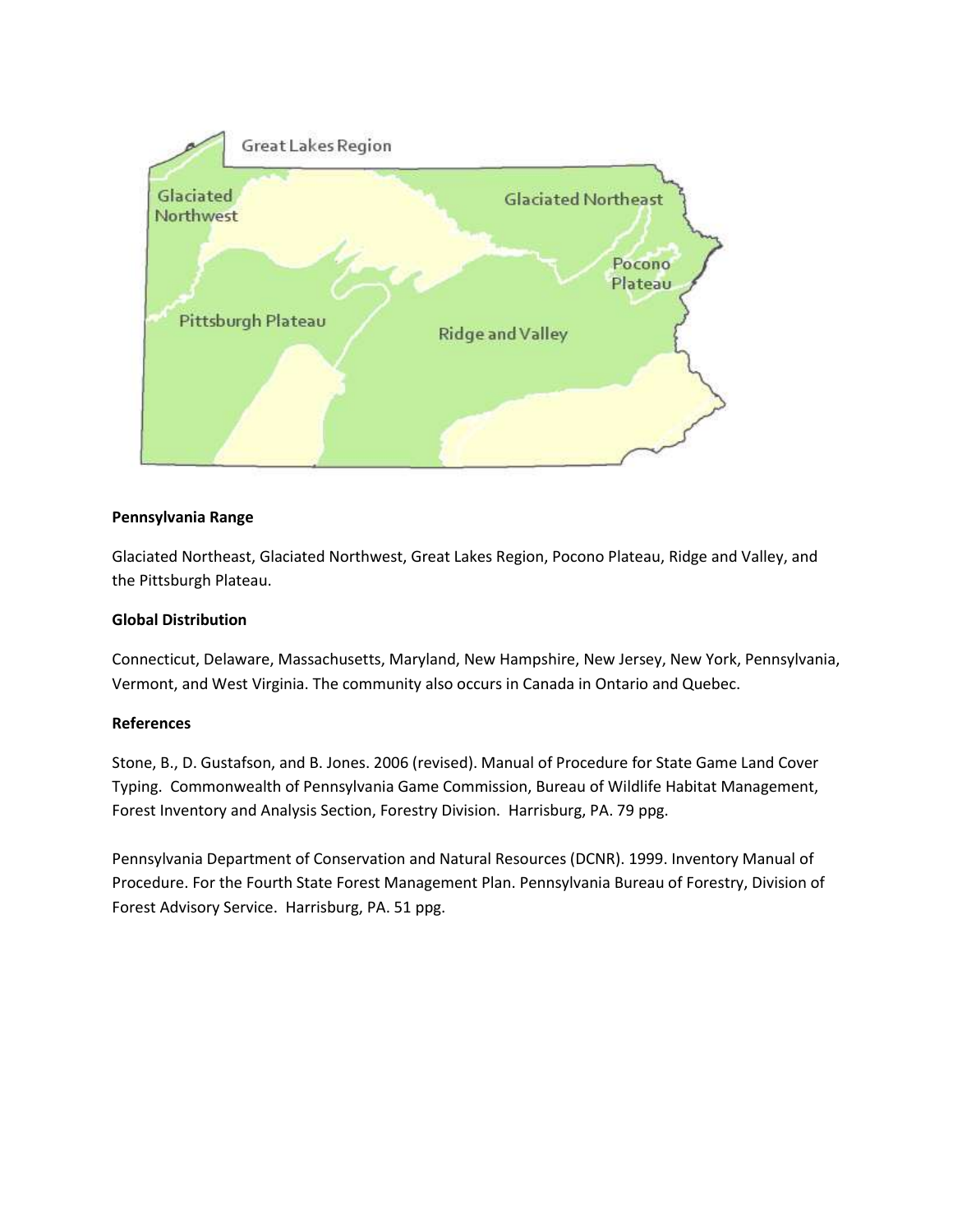Great Lakes Region
Glaciated Northwest
Glaciated Northeast
Pocono Plateau
Pittsburgh Plateau
Ridge and Valley

**Pennsylvania Range**

Glaciated Northeast, Glaciated Northwest, Great Lakes Region, Pocono Plateau, Ridge and Valley, and the Pittsburgh Plateau.

**Global Distribution**

Connecticut, Delaware, Massachusetts, Maryland, New Hampshire, New Jersey, New York, Pennsylvania, Vermont, and West Virginia. The community also occurs in Canada in Ontario and Quebec.

**References**

Stone, B., D. Gustafson, and B. Jones. 2006 (revised). Manual of Procedure for State Game Land Cover Typing. Commonwealth of Pennsylvania Game Commission, Bureau of Wildlife Habitat Management, Forest Inventory and Analysis Section, Forestry Division. Harrisburg, PA. 79 ppg.

Pennsylvania Department of Conservation and Natural Resources (DCNR). 1999. Inventory Manual of Procedure. For the Fourth State Forest Management Plan. Pennsylvania Bureau of Forestry, Division of Forest Advisory Service. Harrisburg, PA. 51 ppg.